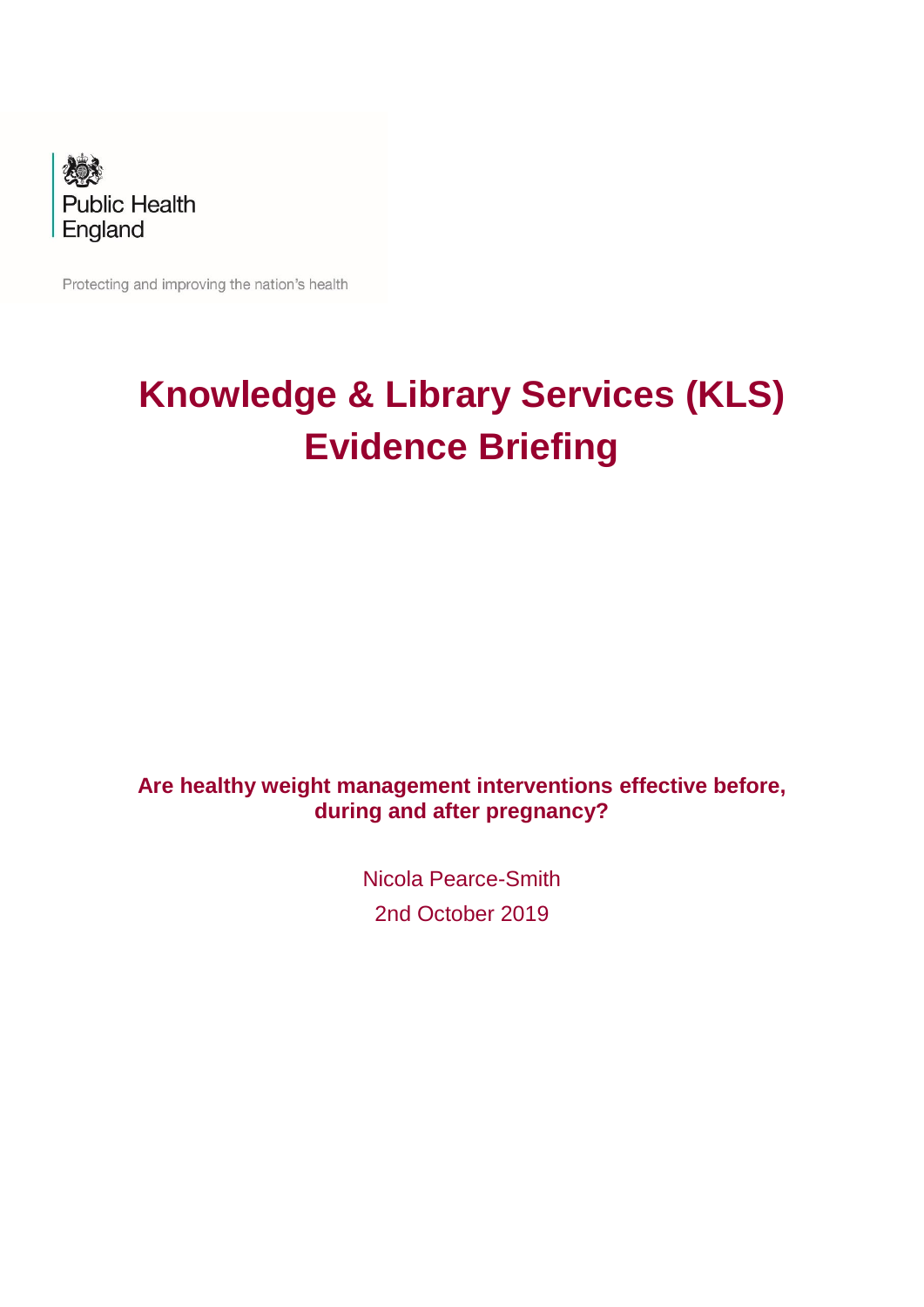Public Health England

Protecting and improving the nation's health

# Knowledge & Library Services (KLS) Evidence Briefing

**Are healthy weight management interventions effective before, during and after pregnancy?**

Nicola Pearce-Smith

2nd October 2019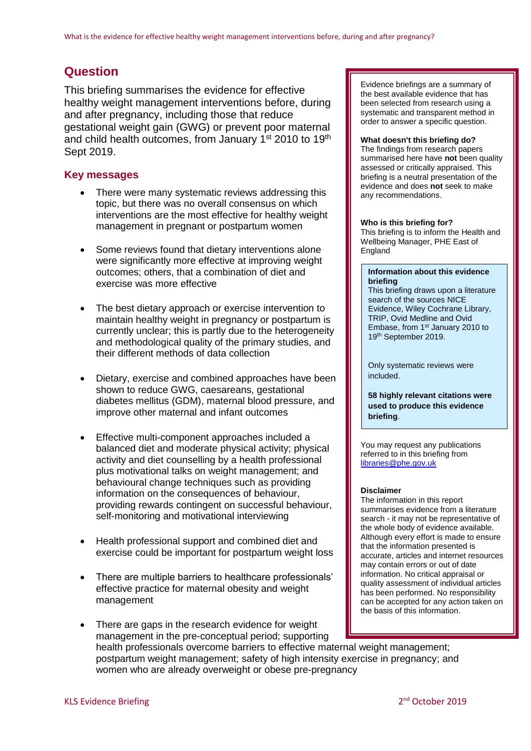## Question

This briefing summarises the evidence for effective healthy weight management interventions before, during and after pregnancy, including those that reduce gestational weight gain (GWG) or prevent poor maternal and child health outcomes, from January 1st 2010 to 19th Sept 2019.

## Key messages

- There were many systematic reviews addressing this topic, but there was no overall consensus on which interventions are the most effective for healthy weight management in pregnant or postpartum women
- Some reviews found that dietary interventions alone were significantly more effective at improving weight outcomes; others, that a combination of diet and exercise was more effective
- The best dietary approach or exercise intervention to maintain healthy weight in pregnancy or postpartum is currently unclear; this is partly due to the heterogeneity and methodological quality of the primary studies, and their different methods of data collection
- Dietary, exercise and combined approaches have been shown to reduce GWG, caesareans, gestational diabetes mellitus (GDM), maternal blood pressure, and improve other maternal and infant outcomes
- Effective multi-component approaches included a balanced diet and moderate physical activity; physical activity and diet counselling by a health professional plus motivational talks on weight management; and behavioural change techniques such as providing information on the consequences of behaviour, providing rewards contingent on successful behaviour, self-monitoring and motivational interviewing
- Health professional support and combined diet and exercise could be important for postpartum weight loss
- There are multiple barriers to healthcare professionals' effective practice for maternal obesity and weight management
- There are gaps in the research evidence for weight management in the pre-conceptual period; supporting health professionals overcome barriers to effective maternal weight management; postpartum weight management; safety of high intensity exercise in pregnancy; and women who are already overweight or obese pre-pregnancy

---

Evidence briefings are a summary of the best available evidence that has been selected from research using a systematic and transparent method in order to answer a specific question.

**What doesn't this briefing do?**
The findings from research papers summarised here have **not** been quality assessed or critically appraised. This briefing is a neutral presentation of the evidence and does **not** seek to make any recommendations.

**Who is this briefing for?**
This briefing is to inform the Health and Wellbeing Manager, PHE East of England

**Information about this evidence briefing**
This briefing draws upon a literature search of the sources NICE Evidence, Wiley Cochrane Library, TRIP, Ovid Medline and Ovid Embase, from 1st January 2010 to 19th September 2019.

Only systematic reviews were included.

**58 highly relevant citations were used to produce this evidence briefing**.

You may request any publications referred to in this briefing from libraries@phe.gov.uk

**Disclaimer**
The information in this report summarises evidence from a literature search - it may not be representative of the whole body of evidence available. Although every effort is made to ensure that the information presented is accurate, articles and internet resources may contain errors or out of date information. No critical appraisal or quality assessment of individual articles has been performed. No responsibility can be accepted for any action taken on the basis of this information.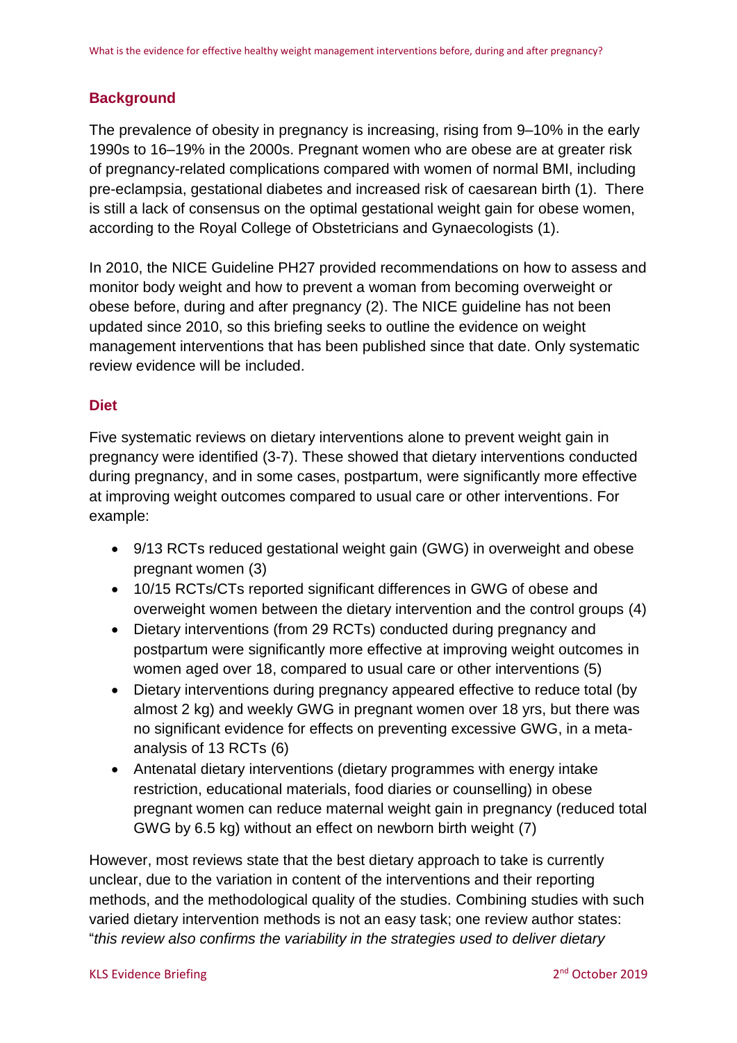## Background

The prevalence of obesity in pregnancy is increasing, rising from 9–10% in the early 1990s to 16–19% in the 2000s. Pregnant women who are obese are at greater risk of pregnancy-related complications compared with women of normal BMI, including pre-eclampsia, gestational diabetes and increased risk of caesarean birth (1). There is still a lack of consensus on the optimal gestational weight gain for obese women, according to the Royal College of Obstetricians and Gynaecologists (1).

In 2010, the NICE Guideline PH27 provided recommendations on how to assess and monitor body weight and how to prevent a woman from becoming overweight or obese before, during and after pregnancy (2). The NICE guideline has not been updated since 2010, so this briefing seeks to outline the evidence on weight management interventions that has been published since that date. Only systematic review evidence will be included.

## Diet

Five systematic reviews on dietary interventions alone to prevent weight gain in pregnancy were identified (3-7). These showed that dietary interventions conducted during pregnancy, and in some cases, postpartum, were significantly more effective at improving weight outcomes compared to usual care or other interventions. For example:

- 9/13 RCTs reduced gestational weight gain (GWG) in overweight and obese pregnant women (3)
- 10/15 RCTs/CTs reported significant differences in GWG of obese and overweight women between the dietary intervention and the control groups (4)
- Dietary interventions (from 29 RCTs) conducted during pregnancy and postpartum were significantly more effective at improving weight outcomes in women aged over 18, compared to usual care or other interventions (5)
- Dietary interventions during pregnancy appeared effective to reduce total (by almost 2 kg) and weekly GWG in pregnant women over 18 yrs, but there was no significant evidence for effects on preventing excessive GWG, in a meta-analysis of 13 RCTs (6)
- Antenatal dietary interventions (dietary programmes with energy intake restriction, educational materials, food diaries or counselling) in obese pregnant women can reduce maternal weight gain in pregnancy (reduced total GWG by 6.5 kg) without an effect on newborn birth weight (7)

However, most reviews state that the best dietary approach to take is currently unclear, due to the variation in content of the interventions and their reporting methods, and the methodological quality of the studies. Combining studies with such varied dietary intervention methods is not an easy task; one review author states: "*this review also confirms the variability in the strategies used to deliver dietary*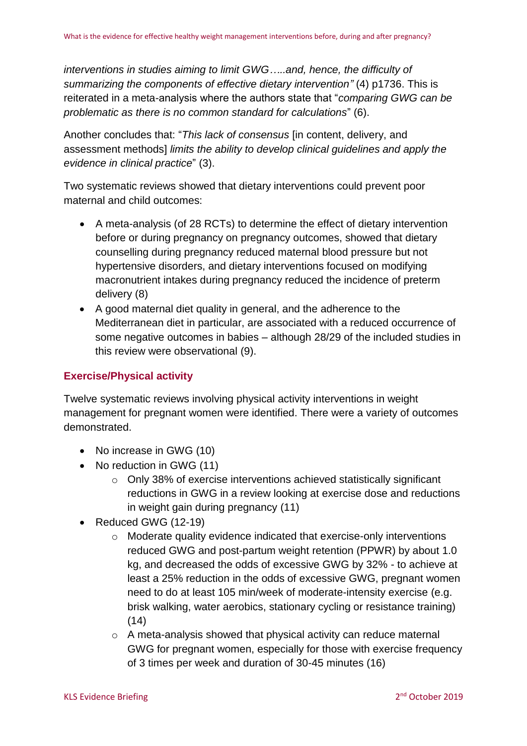*interventions in studies aiming to limit GWG…..and, hence, the difficulty of summarizing the components of effective dietary intervention"* (4) p1736. This is reiterated in a meta-analysis where the authors state that "*comparing GWG can be problematic as there is no common standard for calculations*" (6).

Another concludes that: "*This lack of consensus* [in content, delivery, and assessment methods] *limits the ability to develop clinical guidelines and apply the evidence in clinical practice*" (3).

Two systematic reviews showed that dietary interventions could prevent poor maternal and child outcomes:

- A meta-analysis (of 28 RCTs) to determine the effect of dietary intervention before or during pregnancy on pregnancy outcomes, showed that dietary counselling during pregnancy reduced maternal blood pressure but not hypertensive disorders, and dietary interventions focused on modifying macronutrient intakes during pregnancy reduced the incidence of preterm delivery (8)
- A good maternal diet quality in general, and the adherence to the Mediterranean diet in particular, are associated with a reduced occurrence of some negative outcomes in babies – although 28/29 of the included studies in this review were observational (9).

### Exercise/Physical activity

Twelve systematic reviews involving physical activity interventions in weight management for pregnant women were identified. There were a variety of outcomes demonstrated.

- No increase in GWG (10)
- No reduction in GWG (11)
    - Only 38% of exercise interventions achieved statistically significant reductions in GWG in a review looking at exercise dose and reductions in weight gain during pregnancy (11)
- Reduced GWG (12-19)
    - Moderate quality evidence indicated that exercise-only interventions reduced GWG and post-partum weight retention (PPWR) by about 1.0 kg, and decreased the odds of excessive GWG by 32% - to achieve at least a 25% reduction in the odds of excessive GWG, pregnant women need to do at least 105 min/week of moderate-intensity exercise (e.g. brisk walking, water aerobics, stationary cycling or resistance training) (14)
    - A meta-analysis showed that physical activity can reduce maternal GWG for pregnant women, especially for those with exercise frequency of 3 times per week and duration of 30-45 minutes (16)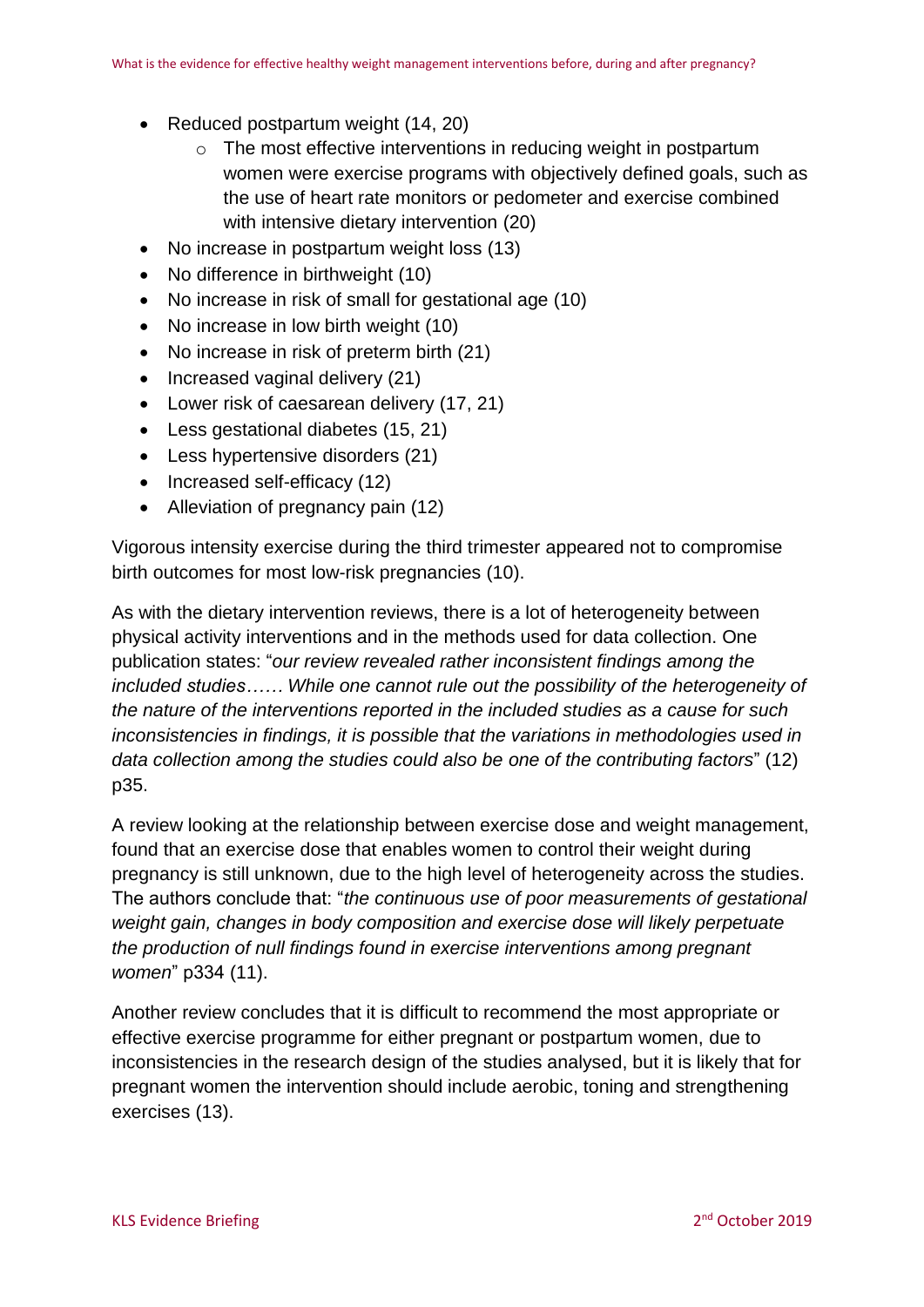- Reduced postpartum weight (14, 20)
    - The most effective interventions in reducing weight in postpartum women were exercise programs with objectively defined goals, such as the use of heart rate monitors or pedometer and exercise combined with intensive dietary intervention (20)
- No increase in postpartum weight loss (13)
- No difference in birthweight (10)
- No increase in risk of small for gestational age (10)
- No increase in low birth weight (10)
- No increase in risk of preterm birth (21)
- Increased vaginal delivery (21)
- Lower risk of caesarean delivery (17, 21)
- Less gestational diabetes (15, 21)
- Less hypertensive disorders (21)
- Increased self-efficacy (12)
- Alleviation of pregnancy pain (12)

Vigorous intensity exercise during the third trimester appeared not to compromise birth outcomes for most low-risk pregnancies (10).

As with the dietary intervention reviews, there is a lot of heterogeneity between physical activity interventions and in the methods used for data collection. One publication states: "*our review revealed rather inconsistent findings among the included studies…… While one cannot rule out the possibility of the heterogeneity of the nature of the interventions reported in the included studies as a cause for such inconsistencies in findings, it is possible that the variations in methodologies used in data collection among the studies could also be one of the contributing factors*" (12) p35.

A review looking at the relationship between exercise dose and weight management, found that an exercise dose that enables women to control their weight during pregnancy is still unknown, due to the high level of heterogeneity across the studies. The authors conclude that: "*the continuous use of poor measurements of gestational weight gain, changes in body composition and exercise dose will likely perpetuate the production of null findings found in exercise interventions among pregnant women*" p334 (11).

Another review concludes that it is difficult to recommend the most appropriate or effective exercise programme for either pregnant or postpartum women, due to inconsistencies in the research design of the studies analysed, but it is likely that for pregnant women the intervention should include aerobic, toning and strengthening exercises (13).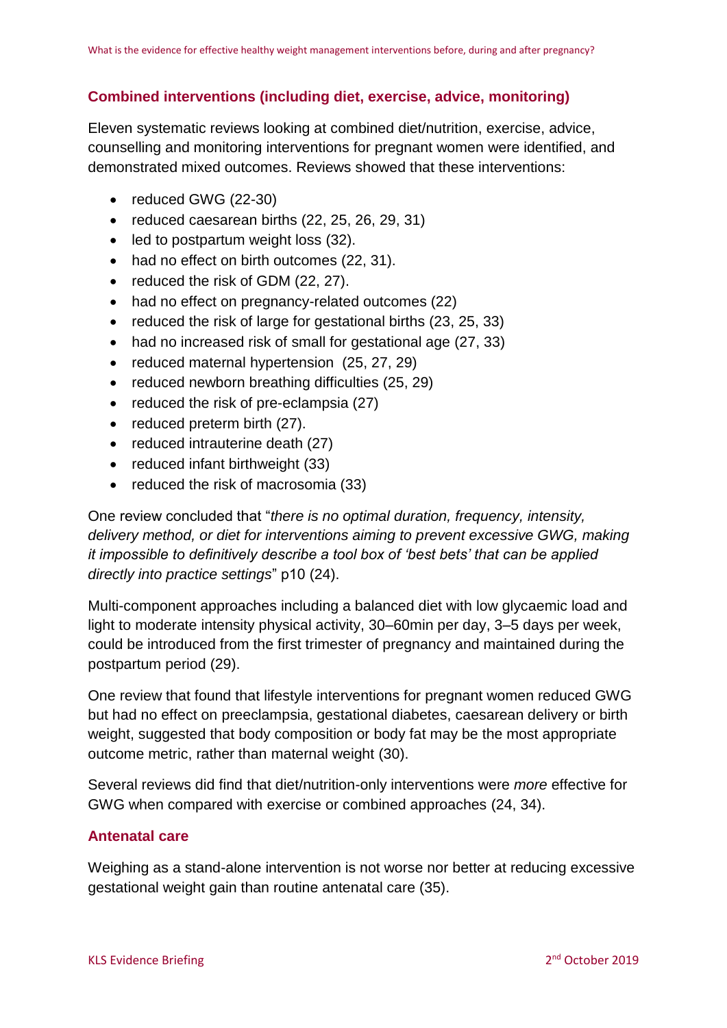## Combined interventions (including diet, exercise, advice, monitoring)

Eleven systematic reviews looking at combined diet/nutrition, exercise, advice, counselling and monitoring interventions for pregnant women were identified, and demonstrated mixed outcomes. Reviews showed that these interventions:

- reduced GWG (22-30)
- reduced caesarean births (22, 25, 26, 29, 31)
- led to postpartum weight loss (32).
- had no effect on birth outcomes (22, 31).
- reduced the risk of GDM (22, 27).
- had no effect on pregnancy-related outcomes (22)
- reduced the risk of large for gestational births (23, 25, 33)
- had no increased risk of small for gestational age (27, 33)
- reduced maternal hypertension (25, 27, 29)
- reduced newborn breathing difficulties (25, 29)
- reduced the risk of pre-eclampsia (27)
- reduced preterm birth (27).
- reduced intrauterine death (27)
- reduced infant birthweight (33)
- reduced the risk of macrosomia (33)

One review concluded that "*there is no optimal duration, frequency, intensity, delivery method, or diet for interventions aiming to prevent excessive GWG, making it impossible to definitively describe a tool box of 'best bets' that can be applied directly into practice settings*" p10 (24).

Multi-component approaches including a balanced diet with low glycaemic load and light to moderate intensity physical activity, 30–60min per day, 3–5 days per week, could be introduced from the first trimester of pregnancy and maintained during the postpartum period (29).

One review that found that lifestyle interventions for pregnant women reduced GWG but had no effect on preeclampsia, gestational diabetes, caesarean delivery or birth weight, suggested that body composition or body fat may be the most appropriate outcome metric, rather than maternal weight (30).

Several reviews did find that diet/nutrition-only interventions were *more* effective for GWG when compared with exercise or combined approaches (24, 34).

## Antenatal care

Weighing as a stand-alone intervention is not worse nor better at reducing excessive gestational weight gain than routine antenatal care (35).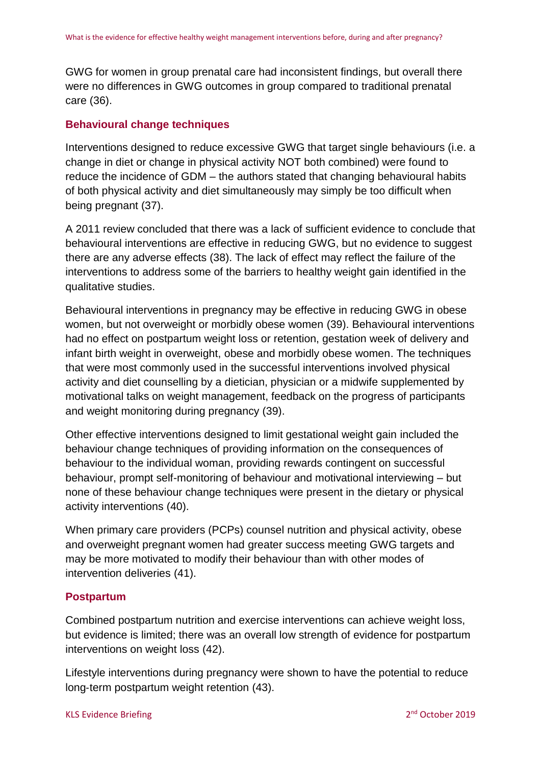GWG for women in group prenatal care had inconsistent findings, but overall there were no differences in GWG outcomes in group compared to traditional prenatal care (36).

### Behavioural change techniques

Interventions designed to reduce excessive GWG that target single behaviours (i.e. a change in diet or change in physical activity NOT both combined) were found to reduce the incidence of GDM – the authors stated that changing behavioural habits of both physical activity and diet simultaneously may simply be too difficult when being pregnant (37).

A 2011 review concluded that there was a lack of sufficient evidence to conclude that behavioural interventions are effective in reducing GWG, but no evidence to suggest there are any adverse effects (38). The lack of effect may reflect the failure of the interventions to address some of the barriers to healthy weight gain identified in the qualitative studies.

Behavioural interventions in pregnancy may be effective in reducing GWG in obese women, but not overweight or morbidly obese women (39). Behavioural interventions had no effect on postpartum weight loss or retention, gestation week of delivery and infant birth weight in overweight, obese and morbidly obese women. The techniques that were most commonly used in the successful interventions involved physical activity and diet counselling by a dietician, physician or a midwife supplemented by motivational talks on weight management, feedback on the progress of participants and weight monitoring during pregnancy (39).

Other effective interventions designed to limit gestational weight gain included the behaviour change techniques of providing information on the consequences of behaviour to the individual woman, providing rewards contingent on successful behaviour, prompt self-monitoring of behaviour and motivational interviewing – but none of these behaviour change techniques were present in the dietary or physical activity interventions (40).

When primary care providers (PCPs) counsel nutrition and physical activity, obese and overweight pregnant women had greater success meeting GWG targets and may be more motivated to modify their behaviour than with other modes of intervention deliveries (41).

### Postpartum

Combined postpartum nutrition and exercise interventions can achieve weight loss, but evidence is limited; there was an overall low strength of evidence for postpartum interventions on weight loss (42).

Lifestyle interventions during pregnancy were shown to have the potential to reduce long-term postpartum weight retention (43).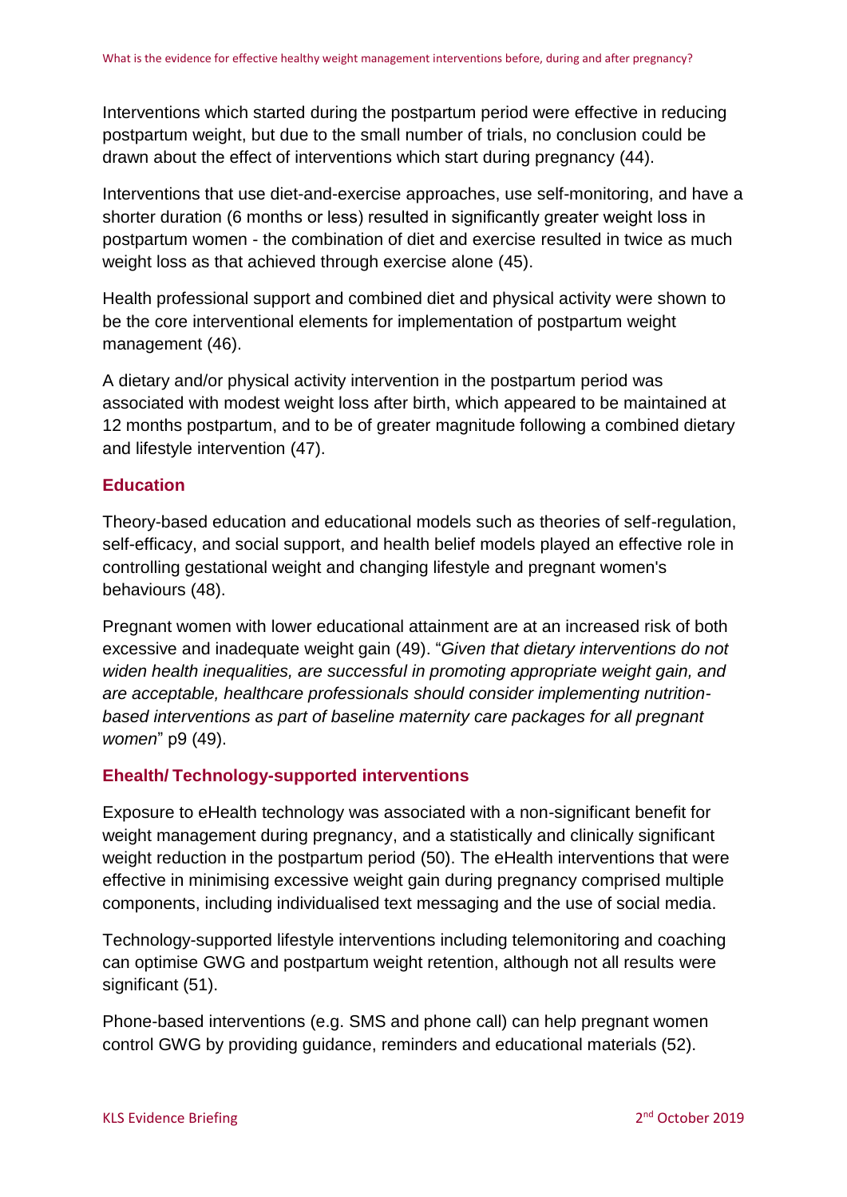Interventions which started during the postpartum period were effective in reducing postpartum weight, but due to the small number of trials, no conclusion could be drawn about the effect of interventions which start during pregnancy (44).

Interventions that use diet-and-exercise approaches, use self-monitoring, and have a shorter duration (6 months or less) resulted in significantly greater weight loss in postpartum women - the combination of diet and exercise resulted in twice as much weight loss as that achieved through exercise alone (45).

Health professional support and combined diet and physical activity were shown to be the core interventional elements for implementation of postpartum weight management (46).

A dietary and/or physical activity intervention in the postpartum period was associated with modest weight loss after birth, which appeared to be maintained at 12 months postpartum, and to be of greater magnitude following a combined dietary and lifestyle intervention (47).

### Education

Theory-based education and educational models such as theories of self-regulation, self-efficacy, and social support, and health belief models played an effective role in controlling gestational weight and changing lifestyle and pregnant women's behaviours (48).

Pregnant women with lower educational attainment are at an increased risk of both excessive and inadequate weight gain (49). "*Given that dietary interventions do not widen health inequalities, are successful in promoting appropriate weight gain, and are acceptable, healthcare professionals should consider implementing nutrition-based interventions as part of baseline maternity care packages for all pregnant women*" p9 (49).

### Ehealth/ Technology-supported interventions

Exposure to eHealth technology was associated with a non-significant benefit for weight management during pregnancy, and a statistically and clinically significant weight reduction in the postpartum period (50). The eHealth interventions that were effective in minimising excessive weight gain during pregnancy comprised multiple components, including individualised text messaging and the use of social media.

Technology-supported lifestyle interventions including telemonitoring and coaching can optimise GWG and postpartum weight retention, although not all results were significant (51).

Phone-based interventions (e.g. SMS and phone call) can help pregnant women control GWG by providing guidance, reminders and educational materials (52).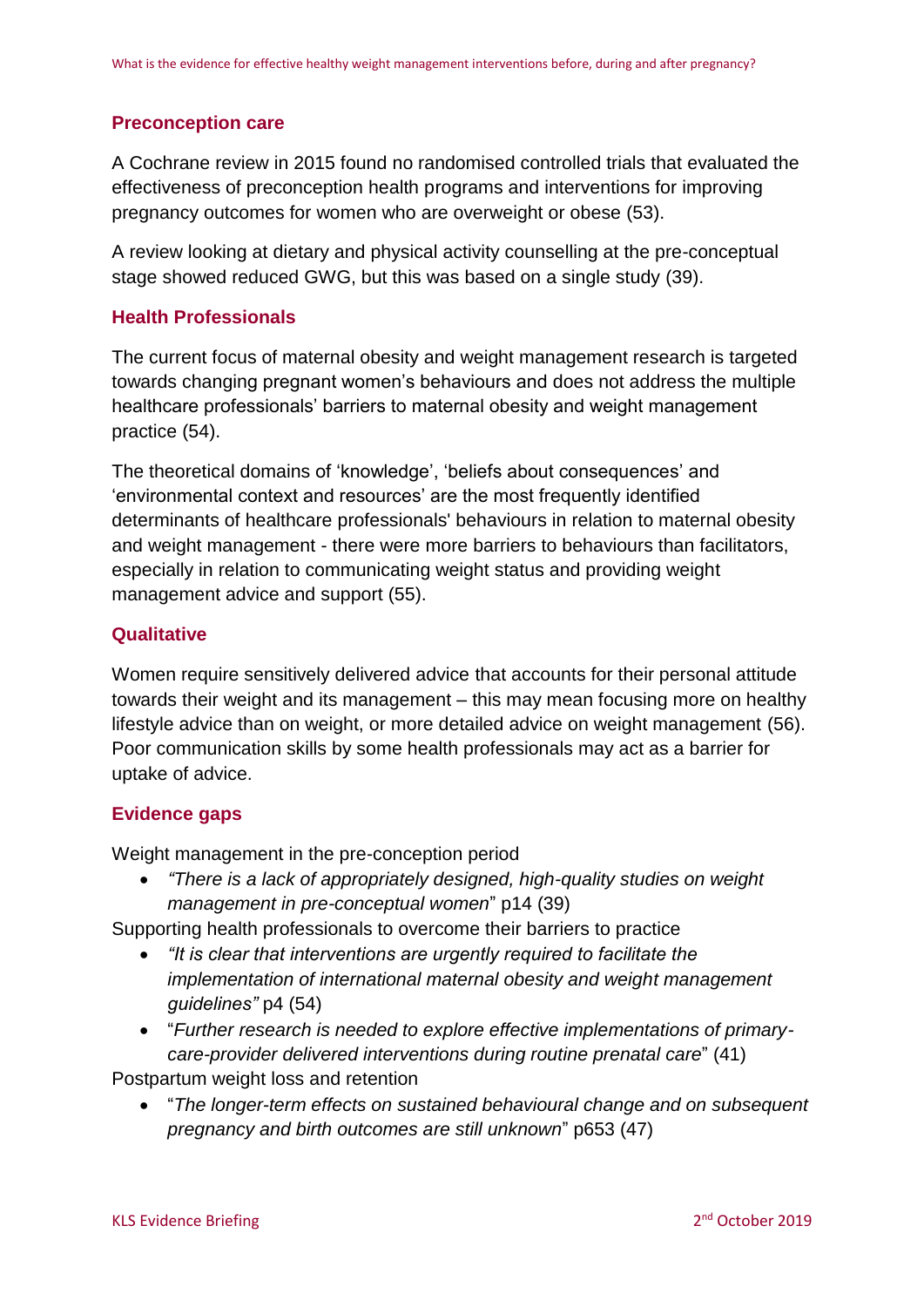## Preconception care

A Cochrane review in 2015 found no randomised controlled trials that evaluated the effectiveness of preconception health programs and interventions for improving pregnancy outcomes for women who are overweight or obese (53).

A review looking at dietary and physical activity counselling at the pre-conceptual stage showed reduced GWG, but this was based on a single study (39).

## Health Professionals

The current focus of maternal obesity and weight management research is targeted towards changing pregnant women's behaviours and does not address the multiple healthcare professionals' barriers to maternal obesity and weight management practice (54).

The theoretical domains of 'knowledge', 'beliefs about consequences' and 'environmental context and resources' are the most frequently identified determinants of healthcare professionals' behaviours in relation to maternal obesity and weight management - there were more barriers to behaviours than facilitators, especially in relation to communicating weight status and providing weight management advice and support (55).

## Qualitative

Women require sensitively delivered advice that accounts for their personal attitude towards their weight and its management – this may mean focusing more on healthy lifestyle advice than on weight, or more detailed advice on weight management (56). Poor communication skills by some health professionals may act as a barrier for uptake of advice.

## Evidence gaps

Weight management in the pre-conception period

- *"There is a lack of appropriately designed, high-quality studies on weight management in pre-conceptual women*" p14 (39)

Supporting health professionals to overcome their barriers to practice

- *"It is clear that interventions are urgently required to facilitate the implementation of international maternal obesity and weight management guidelines"* p4 (54)
- "*Further research is needed to explore effective implementations of primary-care-provider delivered interventions during routine prenatal care*" (41)

Postpartum weight loss and retention

- "*The longer-term effects on sustained behavioural change and on subsequent pregnancy and birth outcomes are still unknown*" p653 (47)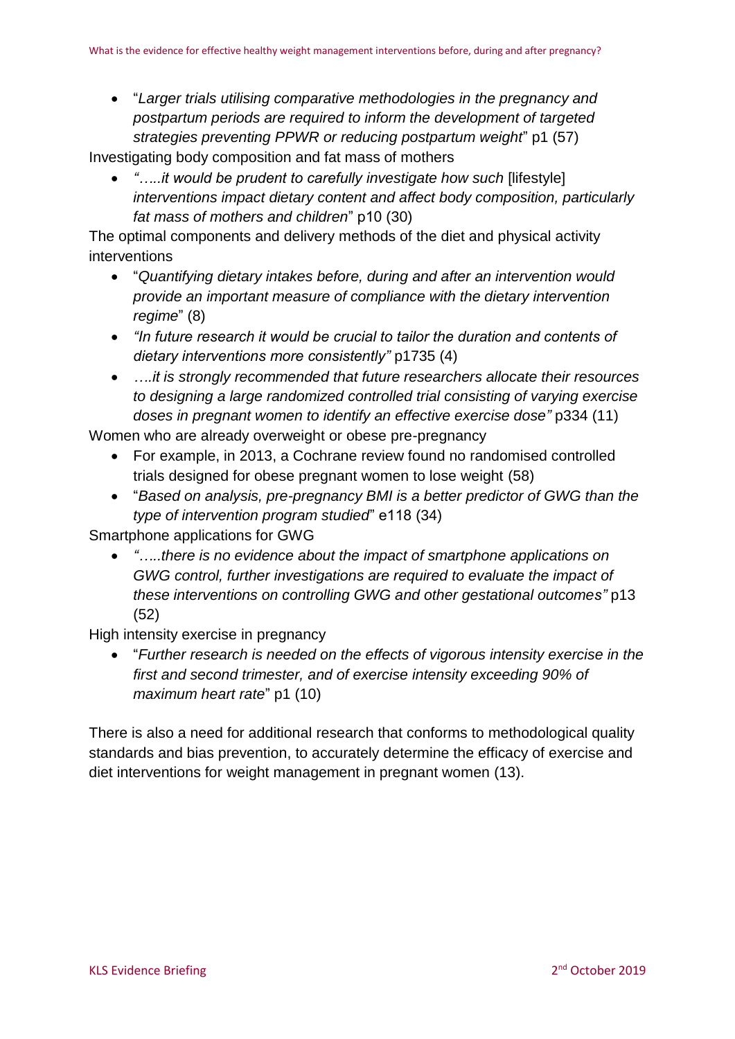- "*Larger trials utilising comparative methodologies in the pregnancy and postpartum periods are required to inform the development of targeted strategies preventing PPWR or reducing postpartum weight*" p1 (57)

Investigating body composition and fat mass of mothers

- *"…..it would be prudent to carefully investigate how such* [lifestyle] *interventions impact dietary content and affect body composition, particularly fat mass of mothers and children*" p10 (30)

The optimal components and delivery methods of the diet and physical activity interventions

- "*Quantifying dietary intakes before, during and after an intervention would provide an important measure of compliance with the dietary intervention regime*" (8)
- *"In future research it would be crucial to tailor the duration and contents of dietary interventions more consistently"* p1735 (4)
- *….it is strongly recommended that future researchers allocate their resources to designing a large randomized controlled trial consisting of varying exercise doses in pregnant women to identify an effective exercise dose"* p334 (11)

Women who are already overweight or obese pre-pregnancy

- For example, in 2013, a Cochrane review found no randomised controlled trials designed for obese pregnant women to lose weight (58)
- "*Based on analysis, pre-pregnancy BMI is a better predictor of GWG than the type of intervention program studied*" e118 (34)

Smartphone applications for GWG

- *"…..there is no evidence about the impact of smartphone applications on GWG control, further investigations are required to evaluate the impact of these interventions on controlling GWG and other gestational outcomes"* p13 (52)

High intensity exercise in pregnancy

- "*Further research is needed on the effects of vigorous intensity exercise in the first and second trimester, and of exercise intensity exceeding 90% of maximum heart rate*" p1 (10)

There is also a need for additional research that conforms to methodological quality standards and bias prevention, to accurately determine the efficacy of exercise and diet interventions for weight management in pregnant women (13).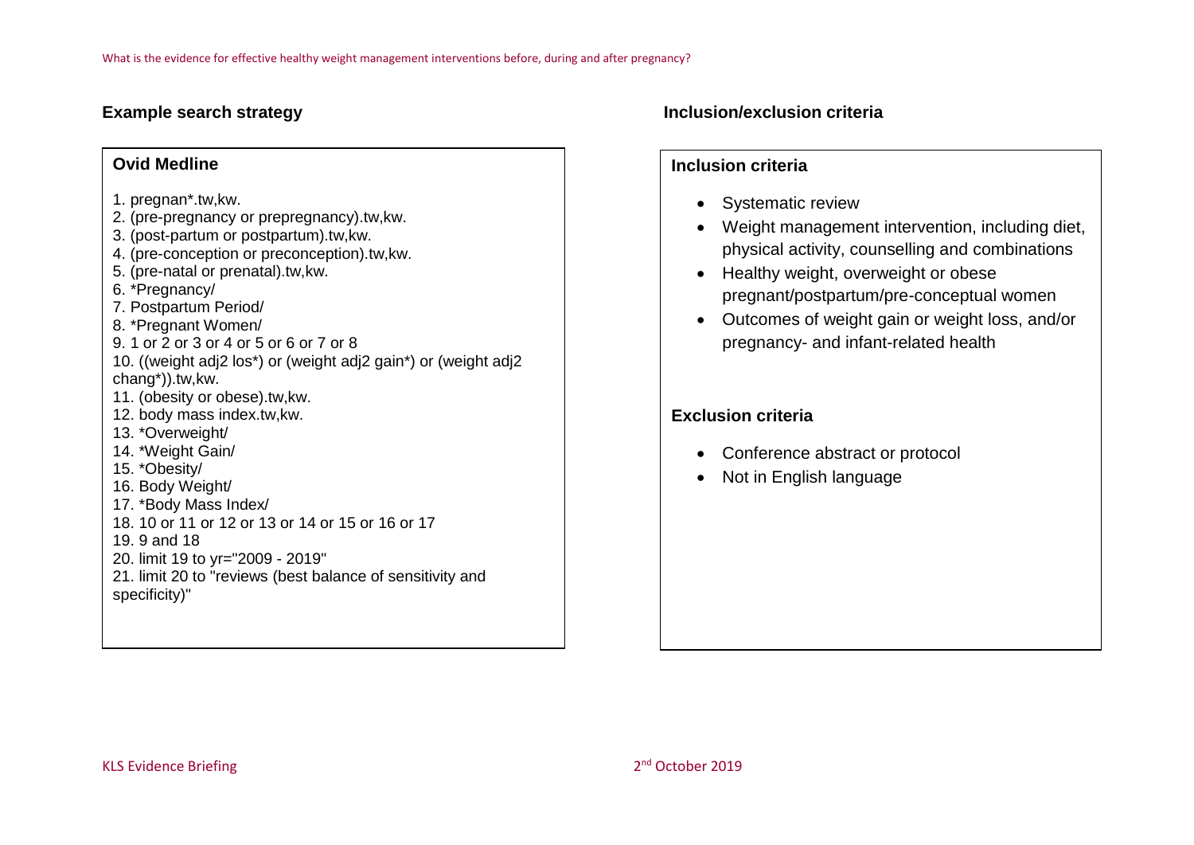## Example search strategy

### Ovid Medline

1. pregnan*.tw,kw.
2. (pre-pregnancy or prepregnancy).tw,kw.
3. (post-partum or postpartum).tw,kw.
4. (pre-conception or preconception).tw,kw.
5. (pre-natal or prenatal).tw,kw.
6. *Pregnancy/
7. Postpartum Period/
8. *Pregnant Women/
9. 1 or 2 or 3 or 4 or 5 or 6 or 7 or 8
10. ((weight adj2 los*) or (weight adj2 gain*) or (weight adj2 chang*)).tw,kw.
11. (obesity or obese).tw,kw.
12. body mass index.tw,kw.
13. *Overweight/
14. *Weight Gain/
15. *Obesity/
16. Body Weight/
17. *Body Mass Index/
18. 10 or 11 or 12 or 13 or 14 or 15 or 16 or 17
19. 9 and 18
20. limit 19 to yr="2009 - 2019"
21. limit 20 to "reviews (best balance of sensitivity and specificity)"

## Inclusion/exclusion criteria

### Inclusion criteria

- Systematic review
- Weight management intervention, including diet, physical activity, counselling and combinations
- Healthy weight, overweight or obese pregnant/postpartum/pre-conceptual women
- Outcomes of weight gain or weight loss, and/or pregnancy- and infant-related health

### Exclusion criteria

- Conference abstract or protocol
- Not in English language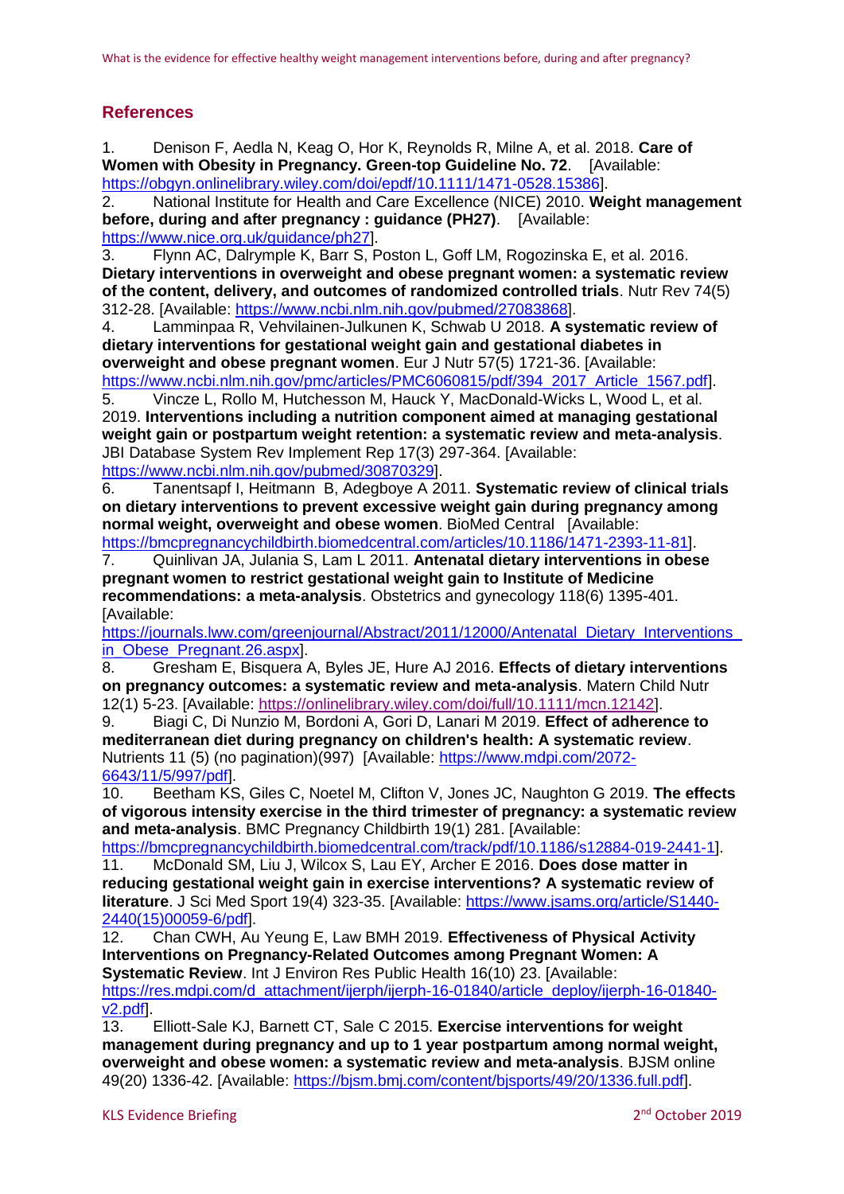## References

1. Denison F, Aedla N, Keag O, Hor K, Reynolds R, Milne A, et al. 2018. **Care of Women with Obesity in Pregnancy. Green-top Guideline No. 72**. [Available: https://obgyn.onlinelibrary.wiley.com/doi/epdf/10.1111/1471-0528.15386].
2. National Institute for Health and Care Excellence (NICE) 2010. **Weight management before, during and after pregnancy : guidance (PH27)**. [Available: https://www.nice.org.uk/guidance/ph27].
3. Flynn AC, Dalrymple K, Barr S, Poston L, Goff LM, Rogozinska E, et al. 2016. **Dietary interventions in overweight and obese pregnant women: a systematic review of the content, delivery, and outcomes of randomized controlled trials**. Nutr Rev 74(5) 312-28. [Available: https://www.ncbi.nlm.nih.gov/pubmed/27083868].
4. Lamminpaa R, Vehvilainen-Julkunen K, Schwab U 2018. **A systematic review of dietary interventions for gestational weight gain and gestational diabetes in overweight and obese pregnant women**. Eur J Nutr 57(5) 1721-36. [Available: https://www.ncbi.nlm.nih.gov/pmc/articles/PMC6060815/pdf/394_2017_Article_1567.pdf].
5. Vincze L, Rollo M, Hutchesson M, Hauck Y, MacDonald-Wicks L, Wood L, et al. 2019. **Interventions including a nutrition component aimed at managing gestational weight gain or postpartum weight retention: a systematic review and meta-analysis**. JBI Database System Rev Implement Rep 17(3) 297-364. [Available: https://www.ncbi.nlm.nih.gov/pubmed/30870329].
6. Tanentsapf I, Heitmann B, Adegboye A 2011. **Systematic review of clinical trials on dietary interventions to prevent excessive weight gain during pregnancy among normal weight, overweight and obese women**. BioMed Central [Available: https://bmcpregnancychildbirth.biomedcentral.com/articles/10.1186/1471-2393-11-81].
7. Quinlivan JA, Julania S, Lam L 2011. **Antenatal dietary interventions in obese pregnant women to restrict gestational weight gain to Institute of Medicine recommendations: a meta-analysis**. Obstetrics and gynecology 118(6) 1395-401. [Available: https://journals.lww.com/greenjournal/Abstract/2011/12000/Antenatal_Dietary_Interventions_in_Obese_Pregnant.26.aspx].
8. Gresham E, Bisquera A, Byles JE, Hure AJ 2016. **Effects of dietary interventions on pregnancy outcomes: a systematic review and meta-analysis**. Matern Child Nutr 12(1) 5-23. [Available: https://onlinelibrary.wiley.com/doi/full/10.1111/mcn.12142].
9. Biagi C, Di Nunzio M, Bordoni A, Gori D, Lanari M 2019. **Effect of adherence to mediterranean diet during pregnancy on children's health: A systematic review**. Nutrients 11 (5) (no pagination)(997) [Available: https://www.mdpi.com/2072-6643/11/5/997/pdf].
10. Beetham KS, Giles C, Noetel M, Clifton V, Jones JC, Naughton G 2019. **The effects of vigorous intensity exercise in the third trimester of pregnancy: a systematic review and meta-analysis**. BMC Pregnancy Childbirth 19(1) 281. [Available: https://bmcpregnancychildbirth.biomedcentral.com/track/pdf/10.1186/s12884-019-2441-1].
11. McDonald SM, Liu J, Wilcox S, Lau EY, Archer E 2016. **Does dose matter in reducing gestational weight gain in exercise interventions? A systematic review of literature**. J Sci Med Sport 19(4) 323-35. [Available: https://www.jsams.org/article/S1440-2440(15)00059-6/pdf].
12. Chan CWH, Au Yeung E, Law BMH 2019. **Effectiveness of Physical Activity Interventions on Pregnancy-Related Outcomes among Pregnant Women: A Systematic Review**. Int J Environ Res Public Health 16(10) 23. [Available: https://res.mdpi.com/d_attachment/ijerph/ijerph-16-01840/article_deploy/ijerph-16-01840-v2.pdf].
13. Elliott-Sale KJ, Barnett CT, Sale C 2015. **Exercise interventions for weight management during pregnancy and up to 1 year postpartum among normal weight, overweight and obese women: a systematic review and meta-analysis**. BJSM online 49(20) 1336-42. [Available: https://bjsm.bmj.com/content/bjsports/49/20/1336.full.pdf].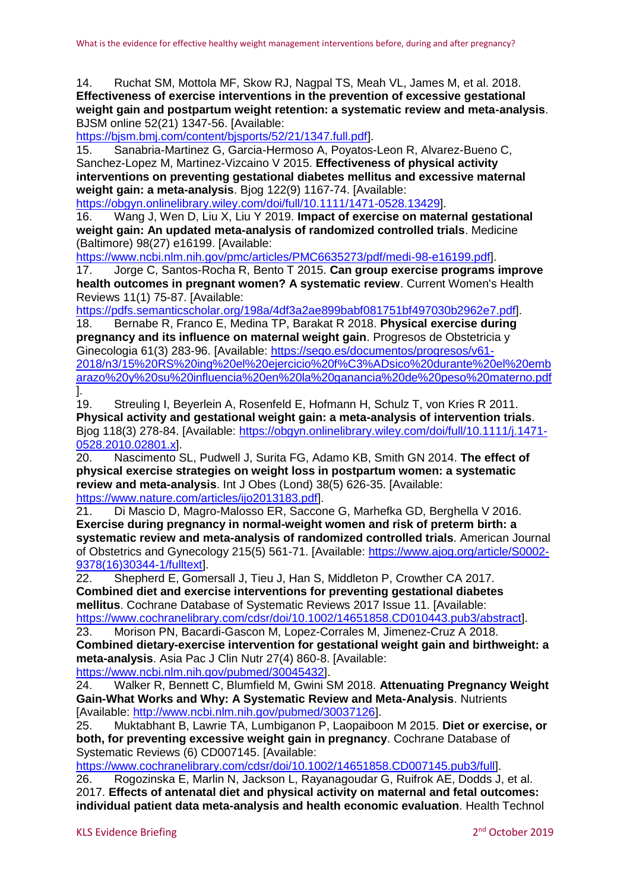14. Ruchat SM, Mottola MF, Skow RJ, Nagpal TS, Meah VL, James M, et al. 2018. **Effectiveness of exercise interventions in the prevention of excessive gestational weight gain and postpartum weight retention: a systematic review and meta-analysis**. BJSM online 52(21) 1347-56. [Available: https://bjsm.bmj.com/content/bjsports/52/21/1347.full.pdf].

15. Sanabria-Martinez G, Garcia-Hermoso A, Poyatos-Leon R, Alvarez-Bueno C, Sanchez-Lopez M, Martinez-Vizcaino V 2015. **Effectiveness of physical activity interventions on preventing gestational diabetes mellitus and excessive maternal weight gain: a meta-analysis**. Bjog 122(9) 1167-74. [Available: https://obgyn.onlinelibrary.wiley.com/doi/full/10.1111/1471-0528.13429].

16. Wang J, Wen D, Liu X, Liu Y 2019. **Impact of exercise on maternal gestational weight gain: An updated meta-analysis of randomized controlled trials**. Medicine (Baltimore) 98(27) e16199. [Available: https://www.ncbi.nlm.nih.gov/pmc/articles/PMC6635273/pdf/medi-98-e16199.pdf].

17. Jorge C, Santos-Rocha R, Bento T 2015. **Can group exercise programs improve health outcomes in pregnant women? A systematic review**. Current Women's Health Reviews 11(1) 75-87. [Available: https://pdfs.semanticscholar.org/198a/4df3a2ae899babf081751bf497030b2962e7.pdf].

18. Bernabe R, Franco E, Medina TP, Barakat R 2018. **Physical exercise during pregnancy and its influence on maternal weight gain**. Progresos de Obstetricia y Ginecologia 61(3) 283-96. [Available: https://sego.es/documentos/progresos/v61-2018/n3/15%20RS%20ing%20el%20ejercicio%20f%C3%ADsico%20durante%20el%20embarazo%20y%20su%20influencia%20en%20la%20ganancia%20de%20peso%20materno.pdf].

19. Streuling I, Beyerlein A, Rosenfeld E, Hofmann H, Schulz T, von Kries R 2011. **Physical activity and gestational weight gain: a meta-analysis of intervention trials**. Bjog 118(3) 278-84. [Available: https://obgyn.onlinelibrary.wiley.com/doi/full/10.1111/j.1471-0528.2010.02801.x].

20. Nascimento SL, Pudwell J, Surita FG, Adamo KB, Smith GN 2014. **The effect of physical exercise strategies on weight loss in postpartum women: a systematic review and meta-analysis**. Int J Obes (Lond) 38(5) 626-35. [Available: https://www.nature.com/articles/ijo2013183.pdf].

21. Di Mascio D, Magro-Malosso ER, Saccone G, Marhefka GD, Berghella V 2016. **Exercise during pregnancy in normal-weight women and risk of preterm birth: a systematic review and meta-analysis of randomized controlled trials**. American Journal of Obstetrics and Gynecology 215(5) 561-71. [Available: https://www.ajog.org/article/S0002-9378(16)30344-1/fulltext].

22. Shepherd E, Gomersall J, Tieu J, Han S, Middleton P, Crowther CA 2017. **Combined diet and exercise interventions for preventing gestational diabetes mellitus**. Cochrane Database of Systematic Reviews 2017 Issue 11. [Available: https://www.cochranelibrary.com/cdsr/doi/10.1002/14651858.CD010443.pub3/abstract].

23. Morison PN, Bacardi-Gascon M, Lopez-Corrales M, Jimenez-Cruz A 2018. **Combined dietary-exercise intervention for gestational weight gain and birthweight: a meta-analysis**. Asia Pac J Clin Nutr 27(4) 860-8. [Available: https://www.ncbi.nlm.nih.gov/pubmed/30045432].

24. Walker R, Bennett C, Blumfield M, Gwini SM 2018. **Attenuating Pregnancy Weight Gain-What Works and Why: A Systematic Review and Meta-Analysis**. Nutrients [Available: http://www.ncbi.nlm.nih.gov/pubmed/30037126].

25. Muktabhant B, Lawrie TA, Lumbiganon P, Laopaiboon M 2015. **Diet or exercise, or both, for preventing excessive weight gain in pregnancy**. Cochrane Database of Systematic Reviews (6) CD007145. [Available: https://www.cochranelibrary.com/cdsr/doi/10.1002/14651858.CD007145.pub3/full].

26. Rogozinska E, Marlin N, Jackson L, Rayanagoudar G, Ruifrok AE, Dodds J, et al. 2017. **Effects of antenatal diet and physical activity on maternal and fetal outcomes: individual patient data meta-analysis and health economic evaluation**. Health Technol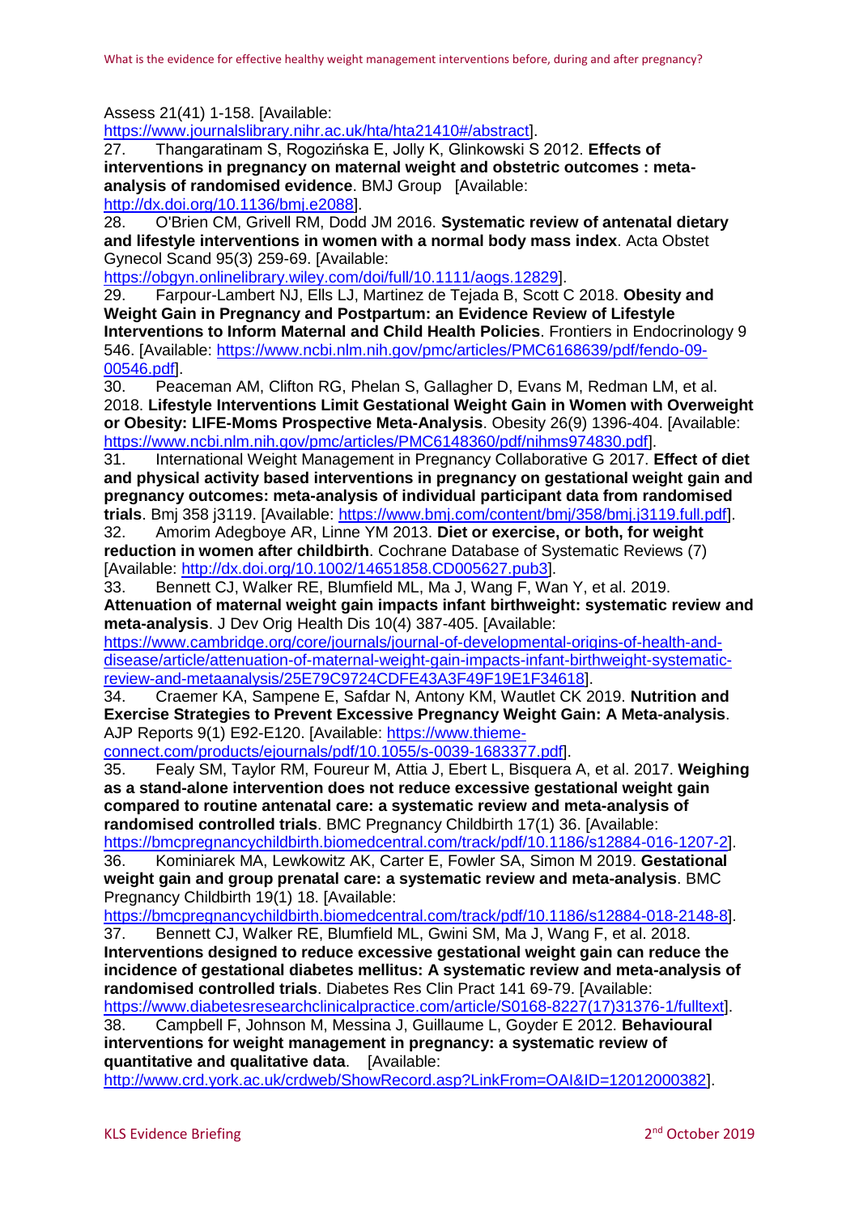Assess 21(41) 1-158. [Available: https://www.journalslibrary.nihr.ac.uk/hta/hta21410#/abstract].

27. Thangaratinam S, Rogozińska E, Jolly K, Glinkowski S 2012. **Effects of interventions in pregnancy on maternal weight and obstetric outcomes : meta-analysis of randomised evidence**. BMJ Group [Available: http://dx.doi.org/10.1136/bmj.e2088].

28. O'Brien CM, Grivell RM, Dodd JM 2016. **Systematic review of antenatal dietary and lifestyle interventions in women with a normal body mass index**. Acta Obstet Gynecol Scand 95(3) 259-69. [Available: https://obgyn.onlinelibrary.wiley.com/doi/full/10.1111/aogs.12829].

29. Farpour-Lambert NJ, Ells LJ, Martinez de Tejada B, Scott C 2018. **Obesity and Weight Gain in Pregnancy and Postpartum: an Evidence Review of Lifestyle Interventions to Inform Maternal and Child Health Policies**. Frontiers in Endocrinology 9 546. [Available: https://www.ncbi.nlm.nih.gov/pmc/articles/PMC6168639/pdf/fendo-09-00546.pdf].

30. Peaceman AM, Clifton RG, Phelan S, Gallagher D, Evans M, Redman LM, et al. 2018. **Lifestyle Interventions Limit Gestational Weight Gain in Women with Overweight or Obesity: LIFE-Moms Prospective Meta-Analysis**. Obesity 26(9) 1396-404. [Available: https://www.ncbi.nlm.nih.gov/pmc/articles/PMC6148360/pdf/nihms974830.pdf].

31. International Weight Management in Pregnancy Collaborative G 2017. **Effect of diet and physical activity based interventions in pregnancy on gestational weight gain and pregnancy outcomes: meta-analysis of individual participant data from randomised trials**. Bmj 358 j3119. [Available: https://www.bmj.com/content/bmj/358/bmj.j3119.full.pdf].

32. Amorim Adegboye AR, Linne YM 2013. **Diet or exercise, or both, for weight reduction in women after childbirth**. Cochrane Database of Systematic Reviews (7) [Available: http://dx.doi.org/10.1002/14651858.CD005627.pub3].

33. Bennett CJ, Walker RE, Blumfield ML, Ma J, Wang F, Wan Y, et al. 2019. **Attenuation of maternal weight gain impacts infant birthweight: systematic review and meta-analysis**. J Dev Orig Health Dis 10(4) 387-405. [Available: https://www.cambridge.org/core/journals/journal-of-developmental-origins-of-health-and-disease/article/attenuation-of-maternal-weight-gain-impacts-infant-birthweight-systematic-review-and-metaanalysis/25E79C9724CDFE43A3F49F19E1F34618].

34. Craemer KA, Sampene E, Safdar N, Antony KM, Wautlet CK 2019. **Nutrition and Exercise Strategies to Prevent Excessive Pregnancy Weight Gain: A Meta-analysis**. AJP Reports 9(1) E92-E120. [Available: https://www.thieme-connect.com/products/ejournals/pdf/10.1055/s-0039-1683377.pdf].

35. Fealy SM, Taylor RM, Foureur M, Attia J, Ebert L, Bisquera A, et al. 2017. **Weighing as a stand-alone intervention does not reduce excessive gestational weight gain compared to routine antenatal care: a systematic review and meta-analysis of randomised controlled trials**. BMC Pregnancy Childbirth 17(1) 36. [Available: https://bmcpregnancychildbirth.biomedcentral.com/track/pdf/10.1186/s12884-016-1207-2].

36. Kominiarek MA, Lewkowitz AK, Carter E, Fowler SA, Simon M 2019. **Gestational weight gain and group prenatal care: a systematic review and meta-analysis**. BMC Pregnancy Childbirth 19(1) 18. [Available: https://bmcpregnancychildbirth.biomedcentral.com/track/pdf/10.1186/s12884-018-2148-8].

37. Bennett CJ, Walker RE, Blumfield ML, Gwini SM, Ma J, Wang F, et al. 2018. **Interventions designed to reduce excessive gestational weight gain can reduce the incidence of gestational diabetes mellitus: A systematic review and meta-analysis of randomised controlled trials**. Diabetes Res Clin Pract 141 69-79. [Available: https://www.diabetesresearchclinicalpractice.com/article/S0168-8227(17)31376-1/fulltext].

38. Campbell F, Johnson M, Messina J, Guillaume L, Goyder E 2012. **Behavioural interventions for weight management in pregnancy: a systematic review of quantitative and qualitative data**. [Available: http://www.crd.york.ac.uk/crdweb/ShowRecord.asp?LinkFrom=OAI&ID=12012000382].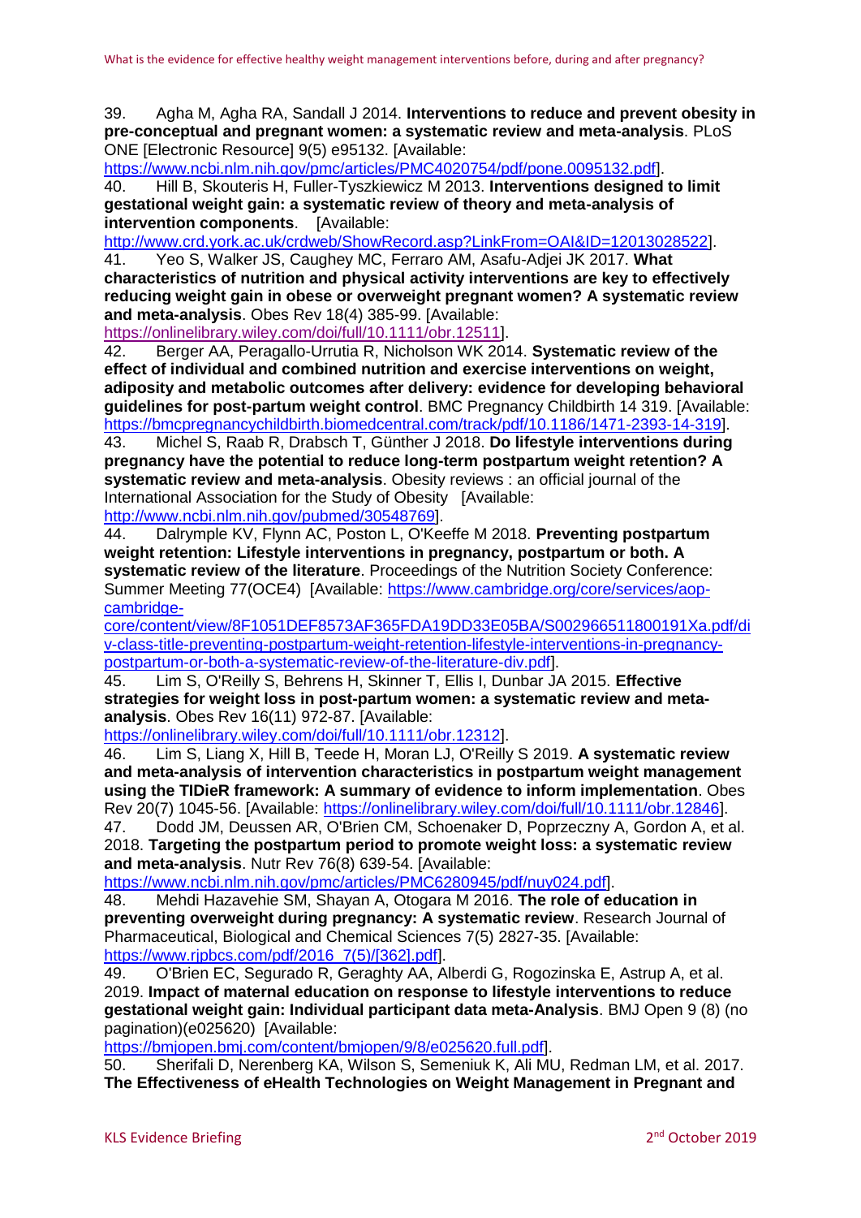39. Agha M, Agha RA, Sandall J 2014. **Interventions to reduce and prevent obesity in pre-conceptual and pregnant women: a systematic review and meta-analysis**. PLoS ONE [Electronic Resource] 9(5) e95132. [Available: https://www.ncbi.nlm.nih.gov/pmc/articles/PMC4020754/pdf/pone.0095132.pdf].

40. Hill B, Skouteris H, Fuller-Tyszkiewicz M 2013. **Interventions designed to limit gestational weight gain: a systematic review of theory and meta-analysis of intervention components**. [Available: http://www.crd.york.ac.uk/crdweb/ShowRecord.asp?LinkFrom=OAI&ID=12013028522].

41. Yeo S, Walker JS, Caughey MC, Ferraro AM, Asafu-Adjei JK 2017. **What characteristics of nutrition and physical activity interventions are key to effectively reducing weight gain in obese or overweight pregnant women? A systematic review and meta-analysis**. Obes Rev 18(4) 385-99. [Available: https://onlinelibrary.wiley.com/doi/full/10.1111/obr.12511].

42. Berger AA, Peragallo-Urrutia R, Nicholson WK 2014. **Systematic review of the effect of individual and combined nutrition and exercise interventions on weight, adiposity and metabolic outcomes after delivery: evidence for developing behavioral guidelines for post-partum weight control**. BMC Pregnancy Childbirth 14 319. [Available: https://bmcpregnancychildbirth.biomedcentral.com/track/pdf/10.1186/1471-2393-14-319].

43. Michel S, Raab R, Drabsch T, Günther J 2018. **Do lifestyle interventions during pregnancy have the potential to reduce long-term postpartum weight retention? A systematic review and meta-analysis**. Obesity reviews : an official journal of the International Association for the Study of Obesity [Available: http://www.ncbi.nlm.nih.gov/pubmed/30548769].

44. Dalrymple KV, Flynn AC, Poston L, O'Keeffe M 2018. **Preventing postpartum weight retention: Lifestyle interventions in pregnancy, postpartum or both. A systematic review of the literature**. Proceedings of the Nutrition Society Conference: Summer Meeting 77(OCE4) [Available: https://www.cambridge.org/core/services/aop-cambridge-core/content/view/8F1051DEF8573AF365FDA19DD33E05BA/S002966511800191Xa.pdf/div-class-title-preventing-postpartum-weight-retention-lifestyle-interventions-in-pregnancy-postpartum-or-both-a-systematic-review-of-the-literature-div.pdf].

45. Lim S, O'Reilly S, Behrens H, Skinner T, Ellis I, Dunbar JA 2015. **Effective strategies for weight loss in post-partum women: a systematic review and meta-analysis**. Obes Rev 16(11) 972-87. [Available: https://onlinelibrary.wiley.com/doi/full/10.1111/obr.12312].

46. Lim S, Liang X, Hill B, Teede H, Moran LJ, O'Reilly S 2019. **A systematic review and meta-analysis of intervention characteristics in postpartum weight management using the TIDieR framework: A summary of evidence to inform implementation**. Obes Rev 20(7) 1045-56. [Available: https://onlinelibrary.wiley.com/doi/full/10.1111/obr.12846].

47. Dodd JM, Deussen AR, O'Brien CM, Schoenaker D, Poprzeczny A, Gordon A, et al. 2018. **Targeting the postpartum period to promote weight loss: a systematic review and meta-analysis**. Nutr Rev 76(8) 639-54. [Available: https://www.ncbi.nlm.nih.gov/pmc/articles/PMC6280945/pdf/nuy024.pdf].

48. Mehdi Hazavehie SM, Shayan A, Otogara M 2016. **The role of education in preventing overweight during pregnancy: A systematic review**. Research Journal of Pharmaceutical, Biological and Chemical Sciences 7(5) 2827-35. [Available: https://www.rjpbcs.com/pdf/2016_7(5)/[362].pdf].

49. O'Brien EC, Segurado R, Geraghty AA, Alberdi G, Rogozinska E, Astrup A, et al. 2019. **Impact of maternal education on response to lifestyle interventions to reduce gestational weight gain: Individual participant data meta-Analysis**. BMJ Open 9 (8) (no pagination)(e025620) [Available: https://bmjopen.bmj.com/content/bmjopen/9/8/e025620.full.pdf].

50. Sherifali D, Nerenberg KA, Wilson S, Semeniuk K, Ali MU, Redman LM, et al. 2017. **The Effectiveness of eHealth Technologies on Weight Management in Pregnant and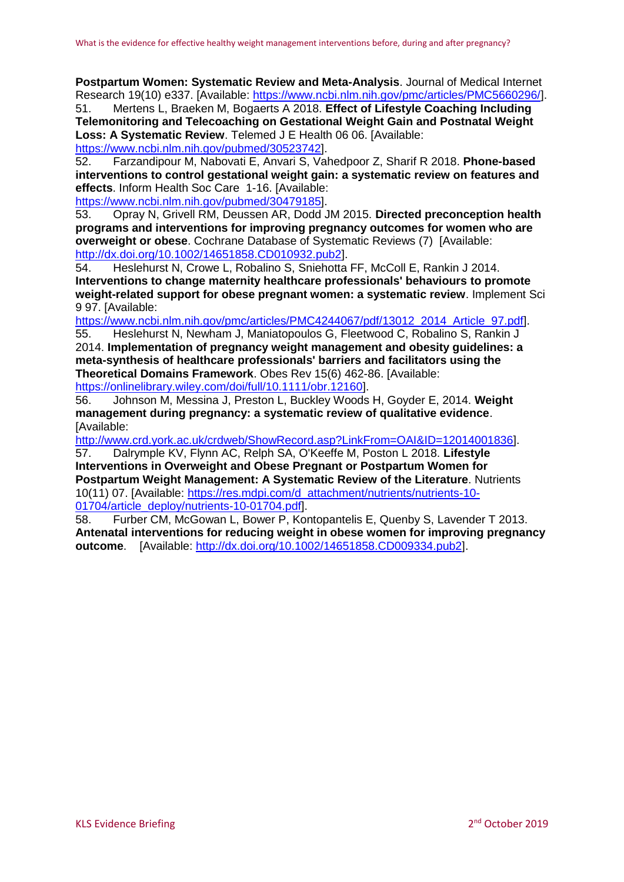**Postpartum Women: Systematic Review and Meta-Analysis**. Journal of Medical Internet Research 19(10) e337. [Available: https://www.ncbi.nlm.nih.gov/pmc/articles/PMC5660296/].

51. Mertens L, Braeken M, Bogaerts A 2018. **Effect of Lifestyle Coaching Including Telemonitoring and Telecoaching on Gestational Weight Gain and Postnatal Weight Loss: A Systematic Review**. Telemed J E Health 06 06. [Available: https://www.ncbi.nlm.nih.gov/pubmed/30523742].

52. Farzandipour M, Nabovati E, Anvari S, Vahedpoor Z, Sharif R 2018. **Phone-based interventions to control gestational weight gain: a systematic review on features and effects**. Inform Health Soc Care 1-16. [Available: https://www.ncbi.nlm.nih.gov/pubmed/30479185].

53. Opray N, Grivell RM, Deussen AR, Dodd JM 2015. **Directed preconception health programs and interventions for improving pregnancy outcomes for women who are overweight or obese**. Cochrane Database of Systematic Reviews (7) [Available: http://dx.doi.org/10.1002/14651858.CD010932.pub2].

54. Heslehurst N, Crowe L, Robalino S, Sniehotta FF, McColl E, Rankin J 2014. **Interventions to change maternity healthcare professionals' behaviours to promote weight-related support for obese pregnant women: a systematic review**. Implement Sci 9 97. [Available: https://www.ncbi.nlm.nih.gov/pmc/articles/PMC4244067/pdf/13012_2014_Article_97.pdf].

55. Heslehurst N, Newham J, Maniatopoulos G, Fleetwood C, Robalino S, Rankin J 2014. **Implementation of pregnancy weight management and obesity guidelines: a meta-synthesis of healthcare professionals' barriers and facilitators using the Theoretical Domains Framework**. Obes Rev 15(6) 462-86. [Available: https://onlinelibrary.wiley.com/doi/full/10.1111/obr.12160].

56. Johnson M, Messina J, Preston L, Buckley Woods H, Goyder E, 2014. **Weight management during pregnancy: a systematic review of qualitative evidence**. [Available: http://www.crd.york.ac.uk/crdweb/ShowRecord.asp?LinkFrom=OAI&ID=12014001836].

57. Dalrymple KV, Flynn AC, Relph SA, O'Keeffe M, Poston L 2018. **Lifestyle Interventions in Overweight and Obese Pregnant or Postpartum Women for Postpartum Weight Management: A Systematic Review of the Literature**. Nutrients 10(11) 07. [Available: https://res.mdpi.com/d_attachment/nutrients/nutrients-10-01704/article_deploy/nutrients-10-01704.pdf].

58. Furber CM, McGowan L, Bower P, Kontopantelis E, Quenby S, Lavender T 2013. **Antenatal interventions for reducing weight in obese women for improving pregnancy outcome**. [Available: http://dx.doi.org/10.1002/14651858.CD009334.pub2].